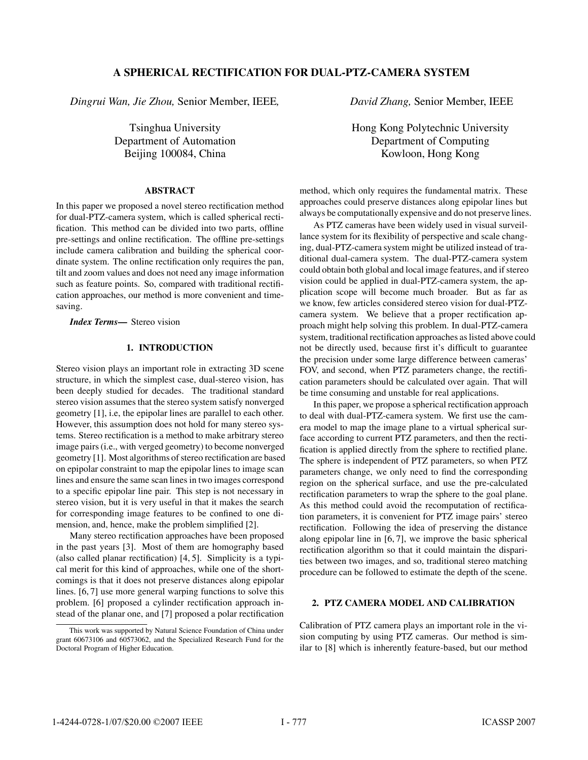# A SPHERICAL RECTIFICATION FOR DUAL-PTZ-CAMERA SYSTEM

*Dingrui Wan, Jie Zhou,* Senior Member, IEEE, *David Zhang,* Senior Member, IEEE

Tsinghua University
Department of Automation
Beijing 100084, China

Hong Kong Polytechnic University
Department of Computing
Kowloon, Hong Kong

## ABSTRACT

In this paper we proposed a novel stereo rectification method for dual-PTZ-camera system, which is called spherical rectification. This method can be divided into two parts, offline pre-settings and online rectification. The offline pre-settings include camera calibration and building the spherical coordinate system. The online rectification only requires the pan, tilt and zoom values and does not need any image information such as feature points. So, compared with traditional rectification approaches, our method is more convenient and time-saving.

***Index Terms*—** Stereo vision

## 1. INTRODUCTION

Stereo vision plays an important role in extracting 3D scene structure, in which the simplest case, dual-stereo vision, has been deeply studied for decades. The traditional standard stereo vision assumes that the stereo system satisfy nonverged geometry [1], i.e, the epipolar lines are parallel to each other. However, this assumption does not hold for many stereo systems. Stereo rectification is a method to make arbitrary stereo image pairs (i.e., with verged geometry) to become nonverged geometry [1]. Most algorithms of stereo rectification are based on epipolar constraint to map the epipolar lines to image scan lines and ensure the same scan lines in two images correspond to a specific epipolar line pair. This step is not necessary in stereo vision, but it is very useful in that it makes the search for corresponding image features to be confined to one dimension, and, hence, make the problem simplified [2].

Many stereo rectification approaches have been proposed in the past years [3]. Most of them are homography based (also called planar rectification) [4, 5]. Simplicity is a typical merit for this kind of approaches, while one of the shortcomings is that it does not preserve distances along epipolar lines. [6, 7] use more general warping functions to solve this problem. [6] proposed a cylinder rectification approach instead of the planar one, and [7] proposed a polar rectification method, which only requires the fundamental matrix. These approaches could preserve distances along epipolar lines but always be computationally expensive and do not preserve lines.

As PTZ cameras have been widely used in visual surveillance system for its flexibility of perspective and scale changing, dual-PTZ-camera system might be utilized instead of traditional dual-camera system. The dual-PTZ-camera system could obtain both global and local image features, and if stereo vision could be applied in dual-PTZ-camera system, the application scope will become much broader. But as far as we know, few articles considered stereo vision for dual-PTZ-camera system. We believe that a proper rectification approach might help solving this problem. In dual-PTZ-camera system, traditional rectification approaches as listed above could not be directly used, because first it's difficult to guarantee the precision under some large difference between cameras' FOV, and second, when PTZ parameters change, the rectification parameters should be calculated over again. That will be time consuming and unstable for real applications.

In this paper, we propose a spherical rectification approach to deal with dual-PTZ-camera system. We first use the camera model to map the image plane to a virtual spherical surface according to current PTZ parameters, and then the rectification is applied directly from the sphere to rectified plane. The sphere is independent of PTZ parameters, so when PTZ parameters change, we only need to find the corresponding region on the spherical surface, and use the pre-calculated rectification parameters to wrap the sphere to the goal plane. As this method could avoid the recomputation of rectification parameters, it is convenient for PTZ image pairs' stereo rectification. Following the idea of preserving the distance along epipolar line in [6, 7], we improve the basic spherical rectification algorithm so that it could maintain the disparities between two images, and so, traditional stereo matching procedure can be followed to estimate the depth of the scene.

## 2. PTZ CAMERA MODEL AND CALIBRATION

Calibration of PTZ camera plays an important role in the vision computing by using PTZ cameras. Our method is similar to [8] which is inherently feature-based, but our method

This work was supported by Natural Science Foundation of China under grant 60673106 and 60573062, and the Specialized Research Fund for the Doctoral Program of Higher Education.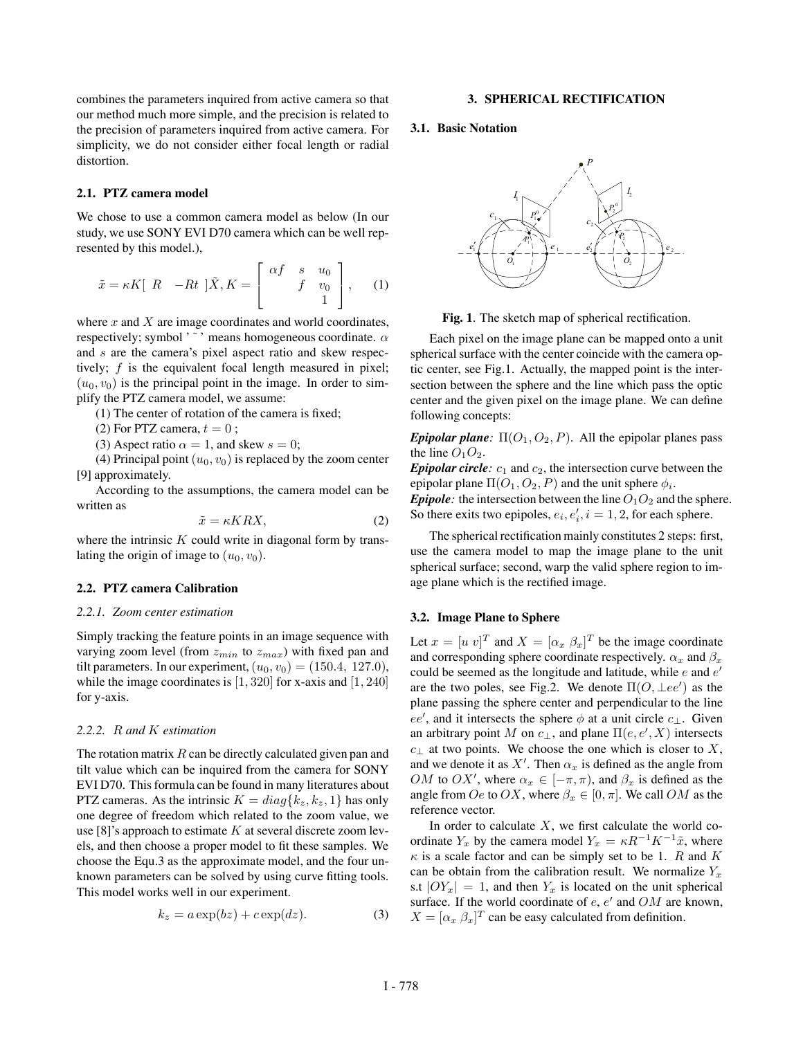combines the parameters inquired from active camera so that our method much more simple, and the precision is related to the precision of parameters inquired from active camera. For simplicity, we do not consider either focal length or radial distortion.

### 2.1. PTZ camera model

We chose to use a common camera model as below (In our study, we use SONY EVI D70 camera which can be well represented by this model.),

$$\tilde{x} = \kappa K[\ R \quad -Rt\ ]\tilde{X}, K = \begin{bmatrix} \alpha f & s & u_0 \\ & f & v_0 \\ & & 1 \end{bmatrix}, \qquad (1)$$

where $x$ and $X$ are image coordinates and world coordinates, respectively; symbol '$\tilde{\ }$' means homogeneous coordinate. $\alpha$ and $s$ are the camera's pixel aspect ratio and skew respectively; $f$ is the equivalent focal length measured in pixel; $(u_0, v_0)$ is the principal point in the image. In order to simplify the PTZ camera model, we assume:

(1) The center of rotation of the camera is fixed;

(2) For PTZ camera, $t = 0$ ;

(3) Aspect ratio $\alpha = 1$, and skew $s = 0$;

(4) Principal point $(u_0, v_0)$ is replaced by the zoom center [9] approximately.

According to the assumptions, the camera model can be written as

$$\tilde{x} = \kappa KRX, \qquad (2)$$

where the intrinsic $K$ could write in diagonal form by translating the origin of image to $(u_0, v_0)$.

### 2.2. PTZ camera Calibration

#### 2.2.1. Zoom center estimation

Simply tracking the feature points in an image sequence with varying zoom level (from $z_{min}$ to $z_{max}$) with fixed pan and tilt parameters. In our experiment, $(u_0, v_0) = (150.4,\ 127.0)$, while the image coordinates is $[1, 320]$ for x-axis and $[1, 240]$ for y-axis.

#### 2.2.2. $R$ and $K$ estimation

The rotation matrix $R$ can be directly calculated given pan and tilt value which can be inquired from the camera for SONY EVI D70. This formula can be found in many literatures about PTZ cameras. As the intrinsic $K = diag\{k_z, k_z, 1\}$ has only one degree of freedom which related to the zoom value, we use [8]'s approach to estimate $K$ at several discrete zoom levels, and then choose a proper model to fit these samples. We choose the Equ.3 as the approximate model, and the four unknown parameters can be solved by using curve fitting tools. This model works well in our experiment.

$$k_z = a\exp(bz) + c\exp(dz). \qquad (3)$$

## 3. SPHERICAL RECTIFICATION

### 3.1. Basic Notation

**Fig. 1**. The sketch map of spherical rectification.

Each pixel on the image plane can be mapped onto a unit spherical surface with the center coincide with the camera optic center, see Fig.1. Actually, the mapped point is the intersection between the sphere and the line which pass the optic center and the given pixel on the image plane. We can define following concepts:

***Epipolar plane**:* $\Pi(O_1, O_2, P)$. All the epipolar planes pass the line $O_1O_2$.

***Epipolar circle**:* $c_1$ and $c_2$, the intersection curve between the epipolar plane $\Pi(O_1, O_2, P)$ and the unit sphere $\phi_i$.

***Epipole**:* the intersection between the line $O_1O_2$ and the sphere. So there exits two epipoles, $e_i, e'_i, i = 1, 2$, for each sphere.

The spherical rectification mainly constitutes 2 steps: first, use the camera model to map the image plane to the unit spherical surface; second, warp the valid sphere region to image plane which is the rectified image.

### 3.2. Image Plane to Sphere

Let $x = [u\ v]^T$ and $X = [\alpha_x\ \beta_x]^T$ be the image coordinate and corresponding sphere coordinate respectively. $\alpha_x$ and $\beta_x$ could be seemed as the longitude and latitude, while $e$ and $e'$ are the two poles, see Fig.2. We denote $\Pi(O, \perp ee')$ as the plane passing the sphere center and perpendicular to the line $ee'$, and it intersects the sphere $\phi$ at a unit circle $c_\perp$. Given an arbitrary point $M$ on $c_\perp$, and plane $\Pi(e, e', X)$ intersects $c_\perp$ at two points. We choose the one which is closer to $X$, and we denote it as $X'$. Then $\alpha_x$ is defined as the angle from $OM$ to $OX'$, where $\alpha_x \in [-\pi, \pi)$, and $\beta_x$ is defined as the angle from $Oe$ to $OX$, where $\beta_x \in [0, \pi]$. We call $OM$ as the reference vector.

In order to calculate $X$, we first calculate the world coordinate $Y_x$ by the camera model $Y_x = \kappa R^{-1}K^{-1}\tilde{x}$, where $\kappa$ is a scale factor and can be simply set to be 1. $R$ and $K$ can be obtain from the calibration result. We normalize $Y_x$ s.t $|OY_x| = 1$, and then $Y_x$ is located on the unit spherical surface. If the world coordinate of $e$, $e'$ and $OM$ are known, $X = [\alpha_x\ \beta_x]^T$ can be easy calculated from definition.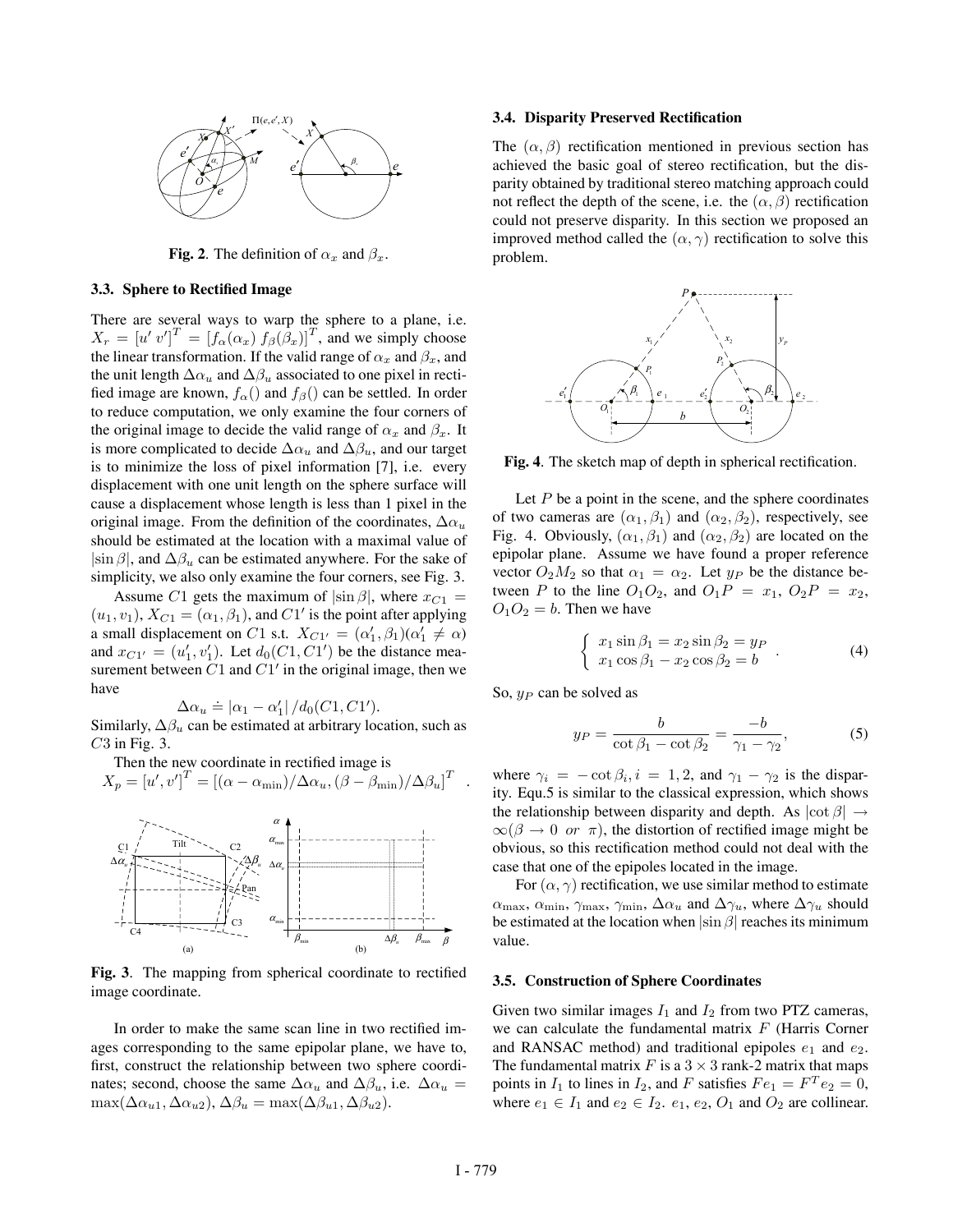**Fig. 2**. The definition of $\alpha_x$ and $\beta_x$.

### 3.3. Sphere to Rectified Image

There are several ways to warp the sphere to a plane, i.e. $X_r = [u'\ v']^T = [f_\alpha(\alpha_x)\ f_\beta(\beta_x)]^T$, and we simply choose the linear transformation. If the valid range of $\alpha_x$ and $\beta_x$, and the unit length $\Delta\alpha_u$ and $\Delta\beta_u$ associated to one pixel in rectified image are known, $f_\alpha()$ and $f_\beta()$ can be settled. In order to reduce computation, we only examine the four corners of the original image to decide the valid range of $\alpha_x$ and $\beta_x$. It is more complicated to decide $\Delta\alpha_u$ and $\Delta\beta_u$, and our target is to minimize the loss of pixel information [7], i.e. every displacement with one unit length on the sphere surface will cause a displacement whose length is less than 1 pixel in the original image. From the definition of the coordinates, $\Delta\alpha_u$ should be estimated at the location with a maximal value of $|\sin\beta|$, and $\Delta\beta_u$ can be estimated anywhere. For the sake of simplicity, we also only examine the four corners, see Fig. 3.

Assume $C1$ gets the maximum of $|\sin\beta|$, where $x_{C1} = (u_1, v_1)$, $X_{C1} = (\alpha_1, \beta_1)$, and $C1'$ is the point after applying a small displacement on $C1$ s.t. $X_{C1'} = (\alpha_1', \beta_1)(\alpha_1' \neq \alpha)$ and $x_{C1'} = (u_1', v_1')$. Let $d_0(C1, C1')$ be the distance measurement between $C1$ and $C1'$ in the original image, then we have

$$\Delta\alpha_u \doteq |\alpha_1 - \alpha_1'| / d_0(C1, C1').$$

Similarly, $\Delta\beta_u$ can be estimated at arbitrary location, such as $C3$ in Fig. 3.

Then the new coordinate in rectified image is

$$X_p = [u', v']^T = [(\alpha - \alpha_{\min})/\Delta\alpha_u, (\beta - \beta_{\min})/\Delta\beta_u]^T .$$

**Fig. 3**. The mapping from spherical coordinate to rectified image coordinate.

In order to make the same scan line in two rectified images corresponding to the same epipolar plane, we have to, first, construct the relationship between two sphere coordinates; second, choose the same $\Delta\alpha_u$ and $\Delta\beta_u$, i.e. $\Delta\alpha_u = \max(\Delta\alpha_{u1}, \Delta\alpha_{u2})$, $\Delta\beta_u = \max(\Delta\beta_{u1}, \Delta\beta_{u2})$.

### 3.4. Disparity Preserved Rectification

The $(\alpha, \beta)$ rectification mentioned in previous section has achieved the basic goal of stereo rectification, but the disparity obtained by traditional stereo matching approach could not reflect the depth of the scene, i.e. the $(\alpha, \beta)$ rectification could not preserve disparity. In this section we proposed an improved method called the $(\alpha, \gamma)$ rectification to solve this problem.

**Fig. 4**. The sketch map of depth in spherical rectification.

Let $P$ be a point in the scene, and the sphere coordinates of two cameras are $(\alpha_1, \beta_1)$ and $(\alpha_2, \beta_2)$, respectively, see Fig. 4. Obviously, $(\alpha_1, \beta_1)$ and $(\alpha_2, \beta_2)$ are located on the epipolar plane. Assume we have found a proper reference vector $O_2M_2$ so that $\alpha_1 = \alpha_2$. Let $y_P$ be the distance between $P$ to the line $O_1O_2$, and $O_1P = x_1$, $O_2P = x_2$, $O_1O_2 = b$. Then we have

$$\left\{ \begin{array}{l} x_1 \sin\beta_1 = x_2 \sin\beta_2 = y_P \\ x_1 \cos\beta_1 - x_2 \cos\beta_2 = b \end{array} \right. . \tag{4}$$

So, $y_P$ can be solved as

$$y_P = \frac{b}{\cot\beta_1 - \cot\beta_2} = \frac{-b}{\gamma_1 - \gamma_2}, \tag{5}$$

where $\gamma_i = -\cot\beta_i, i = 1, 2$, and $\gamma_1 - \gamma_2$ is the disparity. Equ.5 is similar to the classical expression, which shows the relationship between disparity and depth. As $|\cot\beta| \to \infty(\beta \to 0\ \ or\ \ \pi)$, the distortion of rectified image might be obvious, so this rectification method could not deal with the case that one of the epipoles located in the image.

For $(\alpha, \gamma)$ rectification, we use similar method to estimate $\alpha_{\max}$, $\alpha_{\min}$, $\gamma_{\max}$, $\gamma_{\min}$, $\Delta\alpha_u$ and $\Delta\gamma_u$, where $\Delta\gamma_u$ should be estimated at the location when $|\sin\beta|$ reaches its minimum value.

### 3.5. Construction of Sphere Coordinates

Given two similar images $I_1$ and $I_2$ from two PTZ cameras, we can calculate the fundamental matrix $F$ (Harris Corner and RANSAC method) and traditional epipoles $e_1$ and $e_2$. The fundamental matrix $F$ is a $3 \times 3$ rank-2 matrix that maps points in $I_1$ to lines in $I_2$, and $F$ satisfies $Fe_1 = F^T e_2 = 0$, where $e_1 \in I_1$ and $e_2 \in I_2$. $e_1$, $e_2$, $O_1$ and $O_2$ are collinear.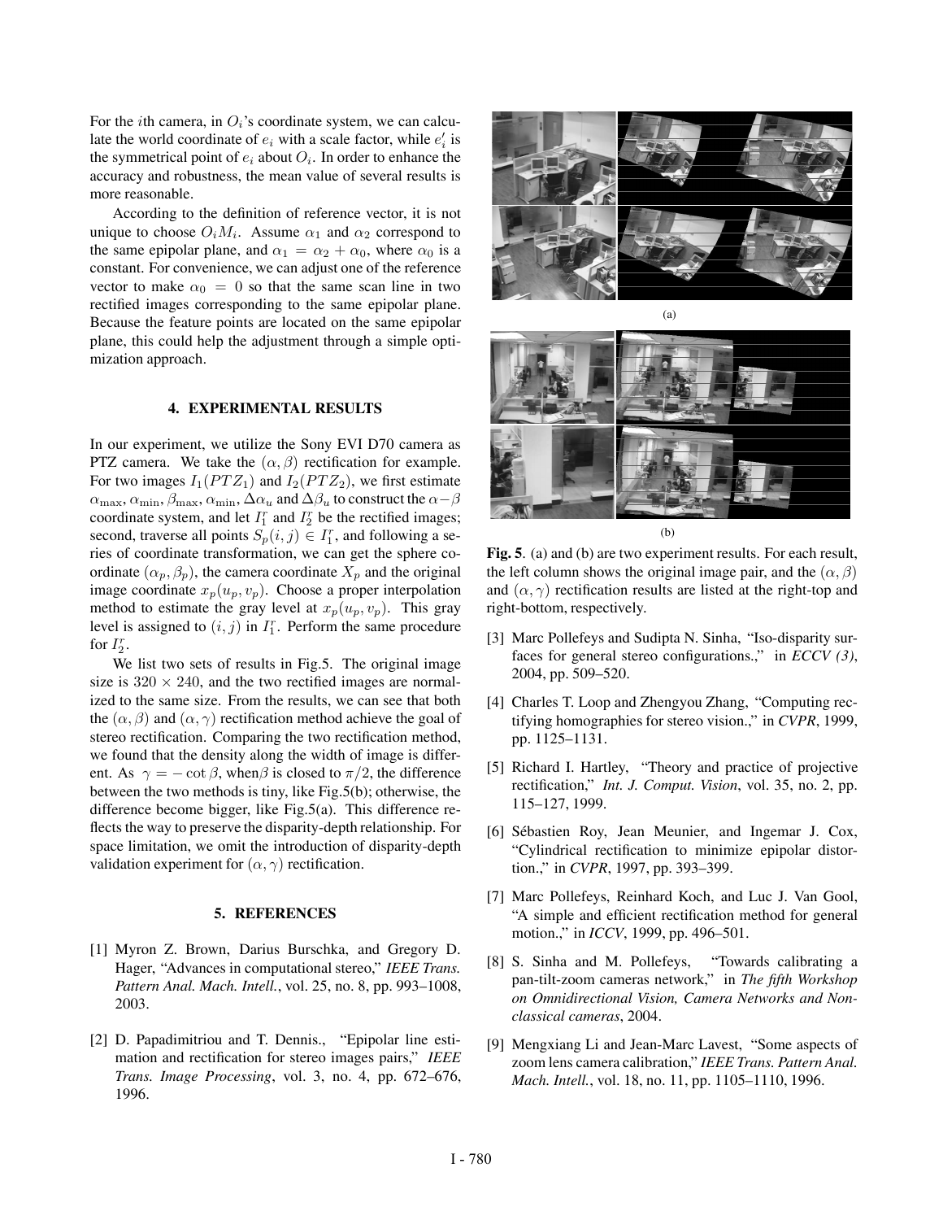For the $i$th camera, in $O_i$'s coordinate system, we can calculate the world coordinate of $e_i$ with a scale factor, while $e'_i$ is the symmetrical point of $e_i$ about $O_i$. In order to enhance the accuracy and robustness, the mean value of several results is more reasonable.

According to the definition of reference vector, it is not unique to choose $O_iM_i$. Assume $\alpha_1$ and $\alpha_2$ correspond to the same epipolar plane, and $\alpha_1 = \alpha_2 + \alpha_0$, where $\alpha_0$ is a constant. For convenience, we can adjust one of the reference vector to make $\alpha_0 = 0$ so that the same scan line in two rectified images corresponding to the same epipolar plane. Because the feature points are located on the same epipolar plane, this could help the adjustment through a simple optimization approach.

## 4. EXPERIMENTAL RESULTS

In our experiment, we utilize the Sony EVI D70 camera as PTZ camera. We take the $(\alpha, \beta)$ rectification for example. For two images $I_1(PTZ_1)$ and $I_2(PTZ_2)$, we first estimate $\alpha_{\max}, \alpha_{\min}, \beta_{\max}, \alpha_{\min}, \Delta\alpha_u$ and $\Delta\beta_u$ to construct the $\alpha - \beta$ coordinate system, and let $I_1^r$ and $I_2^r$ be the rectified images; second, traverse all points $S_p(i, j) \in I_1^r$, and following a series of coordinate transformation, we can get the sphere coordinate $(\alpha_p, \beta_p)$, the camera coordinate $X_p$ and the original image coordinate $x_p(u_p, v_p)$. Choose a proper interpolation method to estimate the gray level at $x_p(u_p, v_p)$. This gray level is assigned to $(i, j)$ in $I_1^r$. Perform the same procedure for $I_2^r$.

We list two sets of results in Fig.5. The original image size is $320 \times 240$, and the two rectified images are normalized to the same size. From the results, we can see that both the $(\alpha, \beta)$ and $(\alpha, \gamma)$ rectification method achieve the goal of stereo rectification. Comparing the two rectification method, we found that the density along the width of image is different. As $\gamma = -\cot\beta$, when$\beta$ is closed to $\pi/2$, the difference between the two methods is tiny, like Fig.5(b); otherwise, the difference become bigger, like Fig.5(a). This difference reflects the way to preserve the disparity-depth relationship. For space limitation, we omit the introduction of disparity-depth validation experiment for $(\alpha, \gamma)$ rectification.

(a)

(b)

**Fig. 5**. (a) and (b) are two experiment results. For each result, the left column shows the original image pair, and the $(\alpha, \beta)$ and $(\alpha, \gamma)$ rectification results are listed at the right-top and right-bottom, respectively.

## 5. REFERENCES

[1] Myron Z. Brown, Darius Burschka, and Gregory D. Hager, "Advances in computational stereo," *IEEE Trans. Pattern Anal. Mach. Intell.*, vol. 25, no. 8, pp. 993–1008, 2003.

[2] D. Papadimitriou and T. Dennis., "Epipolar line estimation and rectification for stereo images pairs," *IEEE Trans. Image Processing*, vol. 3, no. 4, pp. 672–676, 1996.

[3] Marc Pollefeys and Sudipta N. Sinha, "Iso-disparity surfaces for general stereo configurations.," in *ECCV (3)*, 2004, pp. 509–520.

[4] Charles T. Loop and Zhengyou Zhang, "Computing rectifying homographies for stereo vision.," in *CVPR*, 1999, pp. 1125–1131.

[5] Richard I. Hartley, "Theory and practice of projective rectification," *Int. J. Comput. Vision*, vol. 35, no. 2, pp. 115–127, 1999.

[6] Sébastien Roy, Jean Meunier, and Ingemar J. Cox, "Cylindrical rectification to minimize epipolar distortion.," in *CVPR*, 1997, pp. 393–399.

[7] Marc Pollefeys, Reinhard Koch, and Luc J. Van Gool, "A simple and efficient rectification method for general motion.," in *ICCV*, 1999, pp. 496–501.

[8] S. Sinha and M. Pollefeys, "Towards calibrating a pan-tilt-zoom cameras network," in *The fifth Workshop on Omnidirectional Vision, Camera Networks and Nonclassical cameras*, 2004.

[9] Mengxiang Li and Jean-Marc Lavest, "Some aspects of zoom lens camera calibration," *IEEE Trans. Pattern Anal. Mach. Intell.*, vol. 18, no. 11, pp. 1105–1110, 1996.